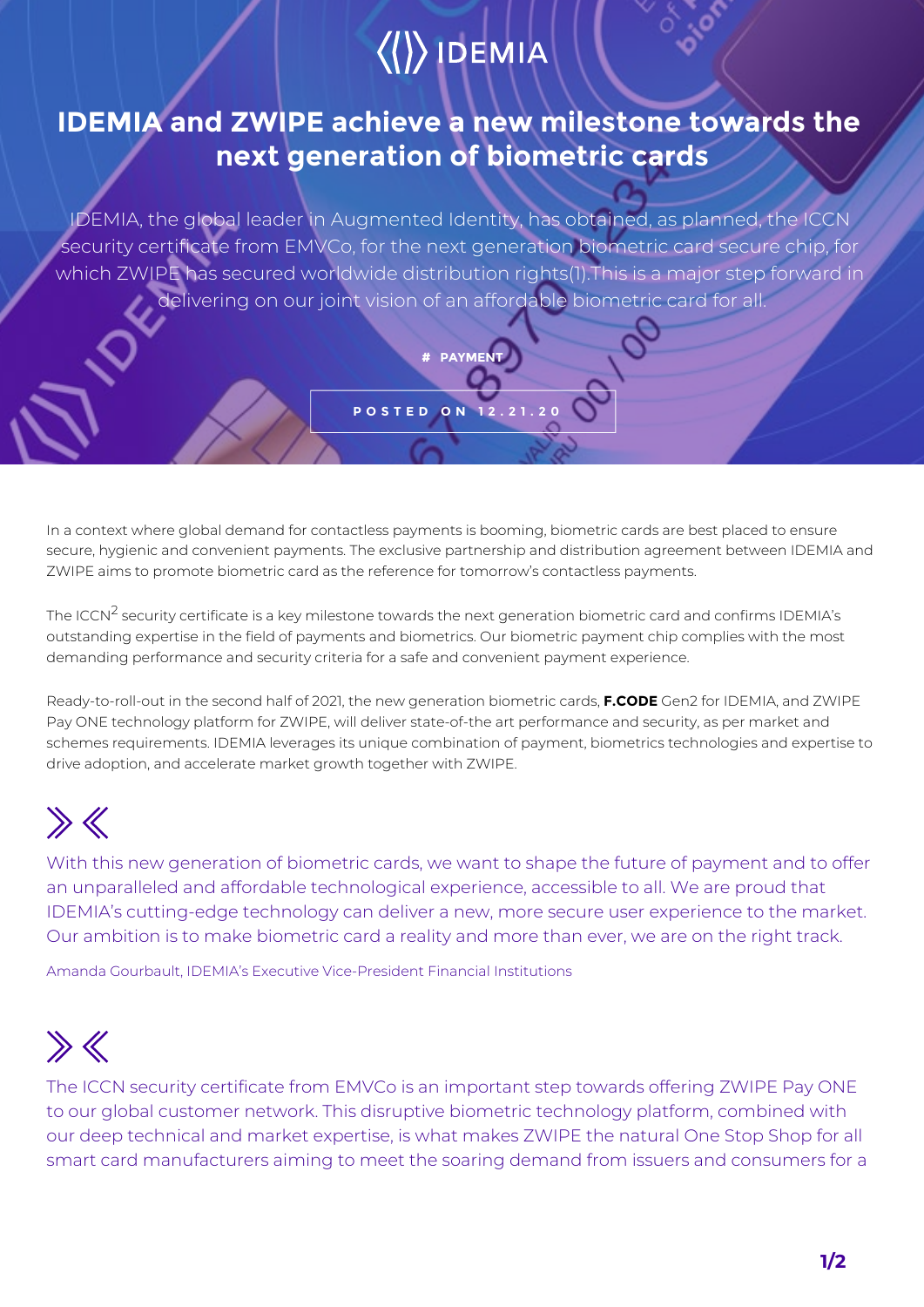IDEMIA

# IDEMIA and ZWIPE achieve a new milestone towards the next generation of biometric cards

IDEMIA, the global leader in Augmented Identity, has obtained, as planned, the ICCN security certificate from EMVCo, for the next generation biometric card secure chip, for which ZWIPE has secured worldwide distribution rights(1).This is a major step forward in delivering on our joint vision of an affordable biometric card for all.

# PAYMENT

POSTED ON 12.21.20

In a context where global demand for contactless payments is booming, biometric cards are best placed to ensure secure, hygienic and convenient payments. The exclusive partnership and distribution agreement between IDEMIA and ZWIPE aims to promote biometric card as the reference for tomorrow's contactless payments.

The ICCN[2] security certificate is a key milestone towards the next generation biometric card and confirms IDEMIA's outstanding expertise in the field of payments and biometrics. Our biometric payment chip complies with the most demanding performance and security criteria for a safe and convenient payment experience.

Ready-to-roll-out in the second half of 2021, the new generation biometric cards, **F.CODE** Gen2 for IDEMIA, and ZWIPE Pay ONE technology platform for ZWIPE, will deliver state-of-the art performance and security, as per market and schemes requirements. IDEMIA leverages its unique combination of payment, biometrics technologies and expertise to drive adoption, and accelerate market growth together with ZWIPE.

> With this new generation of biometric cards, we want to shape the future of payment and to offer an unparalleled and affordable technological experience, accessible to all. We are proud that IDEMIA's cutting-edge technology can deliver a new, more secure user experience to the market. Our ambition is to make biometric card a reality and more than ever, we are on the right track.
>
> Amanda Gourbault, IDEMIA's Executive Vice-President Financial Institutions

> The ICCN security certificate from EMVCo is an important step towards offering ZWIPE Pay ONE to our global customer network. This disruptive biometric technology platform, combined with our deep technical and market expertise, is what makes ZWIPE the natural One Stop Shop for all smart card manufacturers aiming to meet the soaring demand from issuers and consumers for a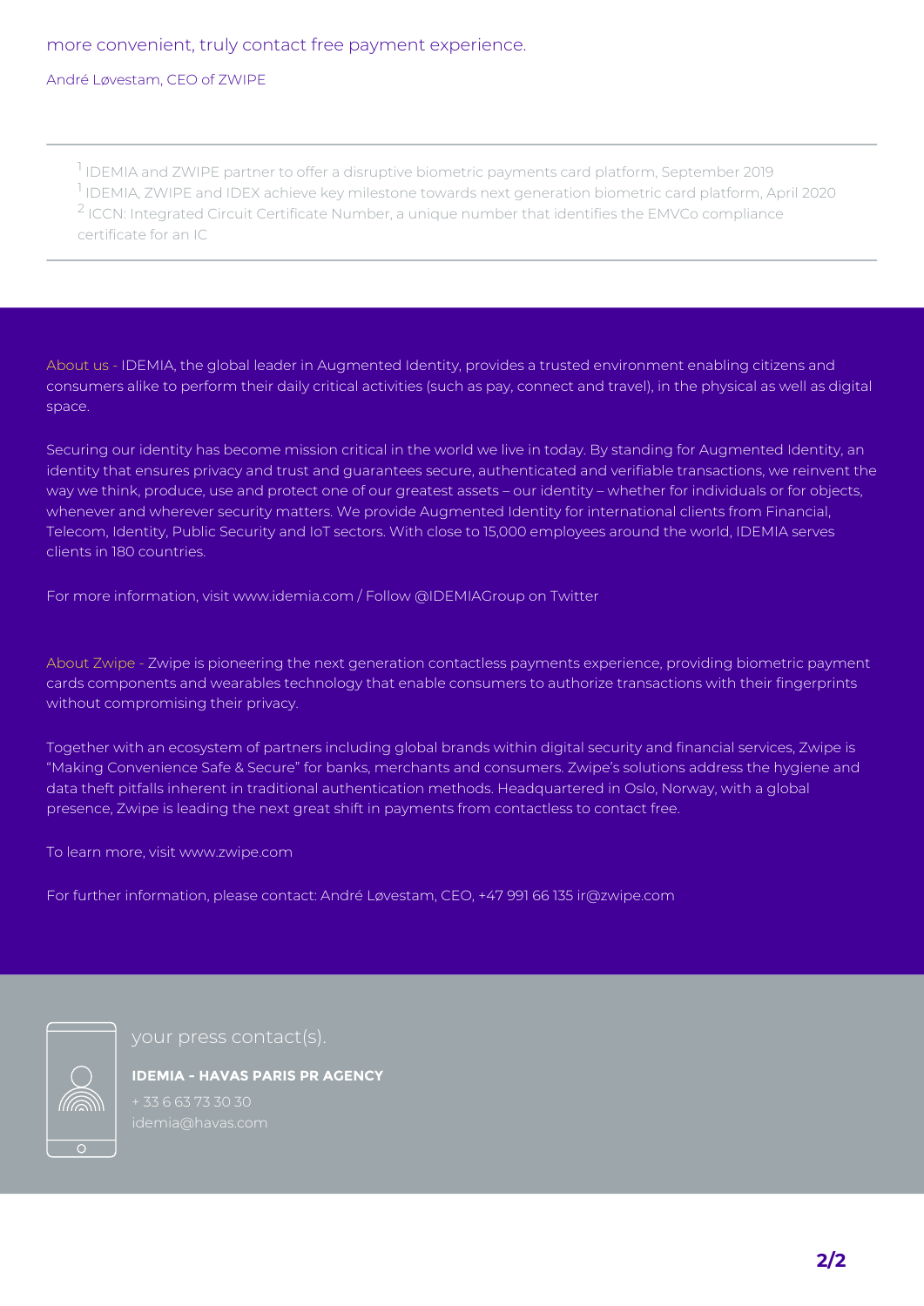more convenient, truly contact free payment experience.

André Løvestam, CEO of ZWIPE

---

[1] IDEMIA and ZWIPE partner to offer a disruptive biometric payments card platform, September 2019
[1] IDEMIA, ZWIPE and IDEX achieve key milestone towards next generation biometric card platform, April 2020
[2] ICCN: Integrated Circuit Certificate Number, a unique number that identifies the EMVCo compliance certificate for an IC

---

About us - IDEMIA, the global leader in Augmented Identity, provides a trusted environment enabling citizens and consumers alike to perform their daily critical activities (such as pay, connect and travel), in the physical as well as digital space.

Securing our identity has become mission critical in the world we live in today. By standing for Augmented Identity, an identity that ensures privacy and trust and guarantees secure, authenticated and verifiable transactions, we reinvent the way we think, produce, use and protect one of our greatest assets – our identity – whether for individuals or for objects, whenever and wherever security matters. We provide Augmented Identity for international clients from Financial, Telecom, Identity, Public Security and IoT sectors. With close to 15,000 employees around the world, IDEMIA serves clients in 180 countries.

For more information, visit www.idemia.com / Follow @IDEMIAGroup on Twitter

About Zwipe - Zwipe is pioneering the next generation contactless payments experience, providing biometric payment cards components and wearables technology that enable consumers to authorize transactions with their fingerprints without compromising their privacy.

Together with an ecosystem of partners including global brands within digital security and financial services, Zwipe is “Making Convenience Safe & Secure” for banks, merchants and consumers. Zwipe’s solutions address the hygiene and data theft pitfalls inherent in traditional authentication methods. Headquartered in Oslo, Norway, with a global presence, Zwipe is leading the next great shift in payments from contactless to contact free.

To learn more, visit www.zwipe.com

For further information, please contact: André Løvestam, CEO, +47 991 66 135 ir@zwipe.com

your press contact(s).

**IDEMIA - HAVAS PARIS PR AGENCY**

+ 33 6 63 73 30 30
idemia@havas.com